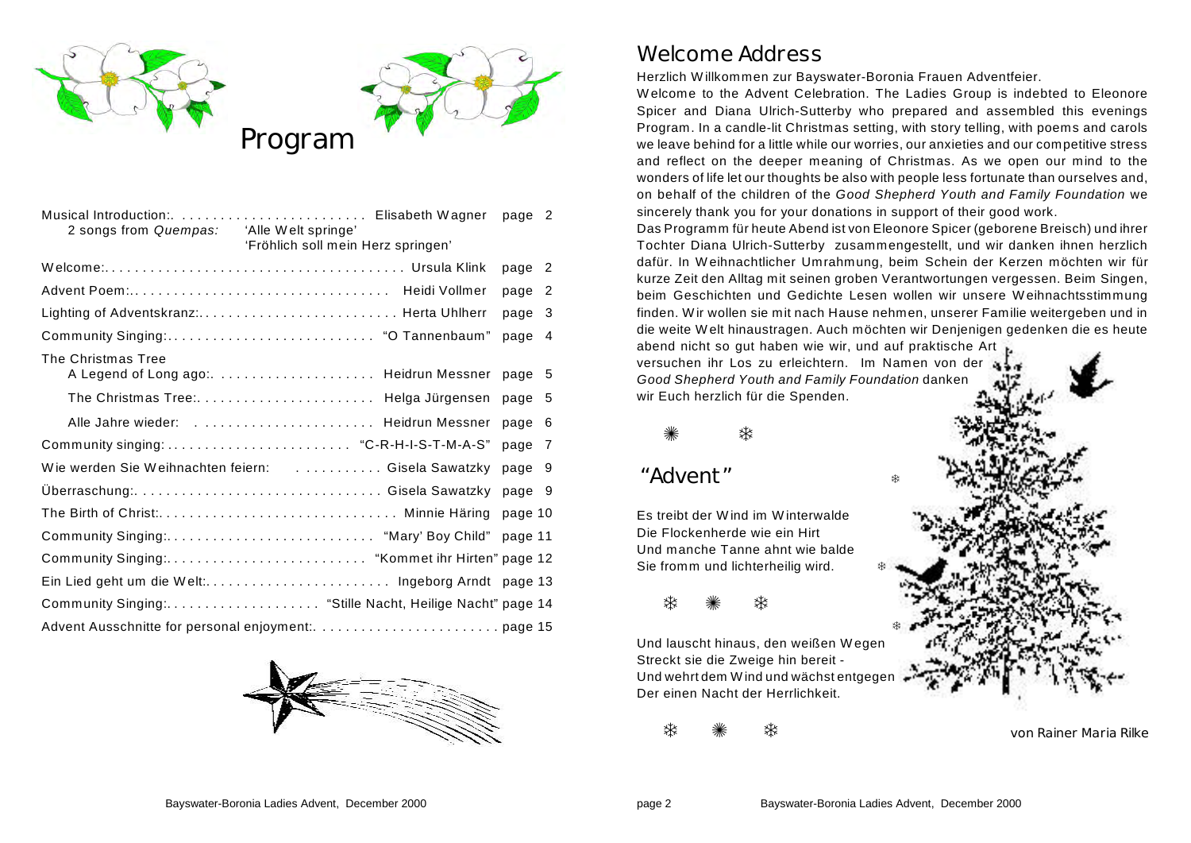# Program

| | | |
|---|---|---|
| Musical Introduction: 2 songs from *Quempas:* 'Alle Welt springe' 'Fröhlich soll mein Herz springen' | Elisabeth Wagner | page 2 |
| Welcome: | Ursula Klink | page 2 |
| Advent Poem: | Heidi Vollmer | page 2 |
| Lighting of Adventskranz: | Herta Uhlherr | page 3 |
| Community Singing: | "O Tannenbaum" | page 4 |
| The Christmas Tree | | |
| A Legend of Long ago: | Heidrun Messner | page 5 |
| The Christmas Tree: | Helga Jürgensen | page 5 |
| Alle Jahre wieder: | Heidrun Messner | page 6 |
| Community singing: | "C-R-H-I-S-T-M-A-S" | page 7 |
| Wie werden Sie Weihnachten feiern: | Gisela Sawatzky | page 9 |
| Überraschung: | Gisela Sawatzky | page 9 |
| The Birth of Christ: | Minnie Häring | page 10 |
| Community Singing: | "Mary' Boy Child" | page 11 |
| Community Singing: | "Kommet ihr Hirten" | page 12 |
| Ein Lied geht um die Welt: | Ingeborg Arndt | page 13 |
| Community Singing: | "Stille Nacht, Heilige Nacht" | page 14 |
| Advent Ausschnitte for personal enjoyment: | | page 15 |

## Welcome Address

Herzlich Willkommen zur Bayswater-Boronia Frauen Adventfeier.

Welcome to the Advent Celebration. The Ladies Group is indebted to Eleonore Spicer and Diana Ulrich-Sutterby who prepared and assembled this evenings Program. In a candle-lit Christmas setting, with story telling, with poems and carols we leave behind for a little while our worries, our anxieties and our competitive stress and reflect on the deeper meaning of Christmas. As we open our mind to the wonders of life let our thoughts be also with people less fortunate than ourselves and, on behalf of the children of the *Good Shepherd Youth and Family Foundation* we sincerely thank you for your donations in support of their good work.

Das Programm für heute Abend ist von Eleonore Spicer (geborene Breisch) und ihrer Tochter Diana Ulrich-Sutterby zusammengestellt, und wir danken ihnen herzlich dafür. In Weihnachtlicher Umrahmung, beim Schein der Kerzen möchten wir für kurze Zeit den Alltag mit seinen groben Verantwortungen vergessen. Beim Singen, beim Geschichten und Gedichte Lesen wollen wir unsere Weihnachtsstimmung finden. Wir wollen sie mit nach Hause nehmen, unserer Familie weitergeben und in die weite Welt hinaustragen. Auch möchten wir Denjenigen gedenken die es heute abend nicht so gut haben wie wir, und auf praktische Art versuchen ihr Los zu erleichtern. Im Namen von der *Good Shepherd Youth and Family Foundation* danken wir Euch herzlich für die Spenden.

## "Advent"

Es treibt der Wind im Winterwalde
Die Flockenherde wie ein Hirt
Und manche Tanne ahnt wie balde
Sie fromm und lichterheilig wird.

Und lauscht hinaus, den weißen Wegen
Streckt sie die Zweige hin bereit -
Und wehrt dem Wind und wächst entgegen
Der einen Nacht der Herrlichkeit.

von Rainer Maria Rilke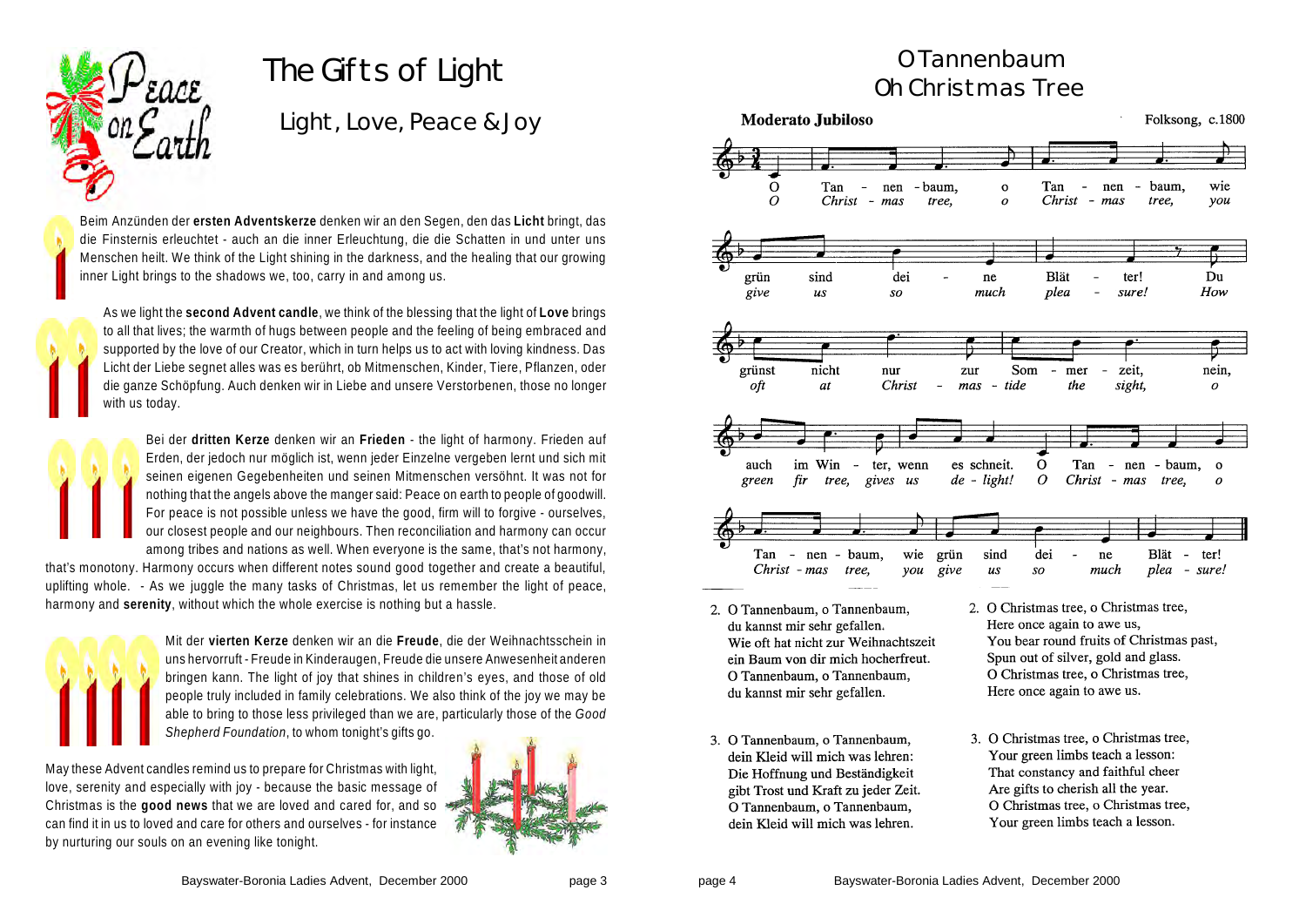# The Gifts of Light

## Light, Love, Peace & Joy

Beim Anzünden der **ersten Adventskerze** denken wir an den Segen, den das **Licht** bringt, das die Finsternis erleuchtet - auch an die inner Erleuchtung, die die Schatten in und unter uns Menschen heilt. We think of the Light shining in the darkness, and the healing that our growing inner Light brings to the shadows we, too, carry in and among us.

As we light the **second Advent candle**, we think of the blessing that the light of **Love** brings to all that lives; the warmth of hugs between people and the feeling of being embraced and supported by the love of our Creator, which in turn helps us to act with loving kindness. Das Licht der Liebe segnet alles was es berührt, ob Mitmenschen, Kinder, Tiere, Pflanzen, oder die ganze Schöpfung. Auch denken wir in Liebe and unsere Verstorbenen, those no longer with us today.

Bei der **dritten Kerze** denken wir an **Frieden** - the light of harmony. Frieden auf Erden, der jedoch nur möglich ist, wenn jeder Einzelne vergeben lernt und sich mit seinen eigenen Gegebenheiten und seinen Mitmenschen versöhnt. It was not for nothing that the angels above the manger said: Peace on earth to people of goodwill. For peace is not possible unless we have the good, firm will to forgive - ourselves, our closest people and our neighbours. Then reconciliation and harmony can occur among tribes and nations as well. When everyone is the same, that's not harmony, that's monotony. Harmony occurs when different notes sound good together and create a beautiful, uplifting whole. - As we juggle the many tasks of Christmas, let us remember the light of peace, harmony and **serenity**, without which the whole exercise is nothing but a hassle.

Mit der **vierten Kerze** denken wir an die **Freude**, die der Weihnachtsschein in uns hervorruft - Freude in Kinderaugen, Freude die unsere Anwesenheit anderen bringen kann. The light of joy that shines in children's eyes, and those of old people truly included in family celebrations. We also think of the joy we may be able to bring to those less privileged than we are, particularly those of the *Good Shepherd Foundation*, to whom tonight's gifts go.

May these Advent candles remind us to prepare for Christmas with light, love, serenity and especially with joy - because the basic message of Christmas is the **good news** that we are loved and cared for, and so can find it in us to loved and care for others and ourselves - for instance by nurturing our souls on an evening like tonight.

# O Tannenbaum
# Oh Christmas Tree

**Moderato Jubiloso** — Folksong, c.1800

O Tannenbaum, o Tannenbaum, wie grün sind deine Blätter! Du grünst nicht nur zur Sommerzeit, nein, auch im Winter, wenn es schneit. O Tannenbaum, o Tannenbaum, wie grün sind deine Blätter!

*O Christmas tree, o Christmas tree, you give us so much pleasure! How oft at Christmas-tide the sight, o green fir tree, gives us delight! O Christmas tree, o Christmas tree, you give us so much pleasure!*

2. O Tannenbaum, o Tannenbaum,
du kannst mir sehr gefallen.
Wie oft hat nicht zur Weihnachtszeit
ein Baum von dir mich hocherfreut.
O Tannenbaum, o Tannenbaum,
du kannst mir sehr gefallen.

2. O Christmas tree, o Christmas tree,
Here once again to awe us,
You bear round fruits of Christmas past,
Spun out of silver, gold and glass.
O Christmas tree, o Christmas tree,
Here once again to awe us.

3. O Tannenbaum, o Tannenbaum,
dein Kleid will mich was lehren:
Die Hoffnung und Beständigkeit
gibt Trost und Kraft zu jeder Zeit.
O Tannenbaum, o Tannenbaum,
dein Kleid will mich was lehren.

3. O Christmas tree, o Christmas tree,
Your green limbs teach a lesson:
That constancy and faithful cheer
Are gifts to cherish all the year.
O Christmas tree, o Christmas tree,
Your green limbs teach a lesson.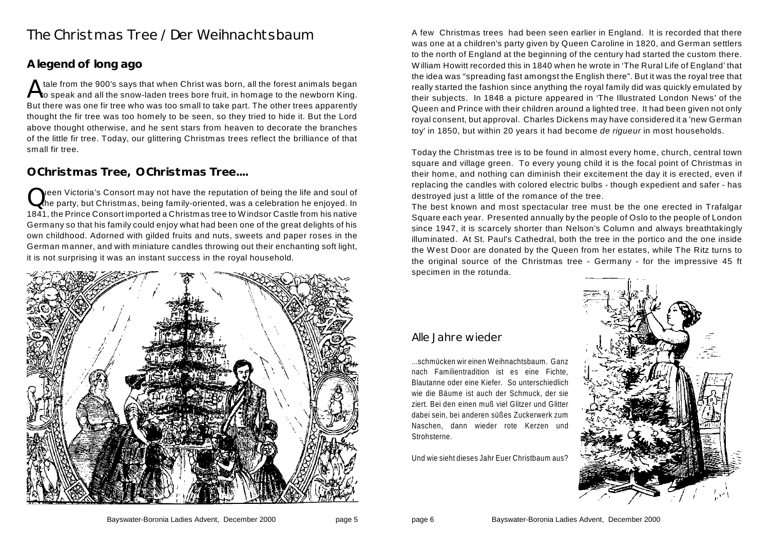# The Christmas Tree / Der Weihnachtsbaum

## A legend of long ago

A tale from the 900's says that when Christ was born, all the forest animals began to speak and all the snow-laden trees bore fruit, in homage to the newborn King. But there was one fir tree who was too small to take part. The other trees apparently thought the fir tree was too homely to be seen, so they tried to hide it. But the Lord above thought otherwise, and he sent stars from heaven to decorate the branches of the little fir tree. Today, our glittering Christmas trees reflect the brilliance of that small fir tree.

## O Christmas Tree, O Christmas Tree....

Queen Victoria's Consort may not have the reputation of being the life and soul of the party, but Christmas, being family-oriented, was a celebration he enjoyed. In 1841, the Prince Consort imported a Christmas tree to Windsor Castle from his native Germany so that his family could enjoy what had been one of the great delights of his own childhood. Adorned with gilded fruits and nuts, sweets and paper roses in the German manner, and with miniature candles throwing out their enchanting soft light, it is not surprising it was an instant success in the royal household.

A few Christmas trees had been seen earlier in England. It is recorded that there was one at a children's party given by Queen Caroline in 1820, and German settlers to the north of England at the beginning of the century had started the custom there. William Howitt recorded this in 1840 when he wrote in 'The Rural Life of England' that the idea was "spreading fast amongst the English there". But it was the royal tree that really started the fashion since anything the royal family did was quickly emulated by their subjects. In 1848 a picture appeared in 'The Illustrated London News' of the Queen and Prince with their children around a lighted tree. It had been given not only royal consent, but approval. Charles Dickens may have considered it a 'new German toy' in 1850, but within 20 years it had become *de rigueur* in most households.

Today the Christmas tree is to be found in almost every home, church, central town square and village green. To every young child it is the focal point of Christmas in their home, and nothing can diminish their excitement the day it is erected, even if replacing the candles with colored electric bulbs - though expedient and safer - has destroyed just a little of the romance of the tree.

The best known and most spectacular tree must be the one erected in Trafalgar Square each year. Presented annually by the people of Oslo to the people of London since 1947, it is scarcely shorter than Nelson's Column and always breathtakingly illuminated. At St. Paul's Cathedral, both the tree in the portico and the one inside the West Door are donated by the Queen from her estates, while The Ritz turns to the original source of the Christmas tree - Germany - for the impressive 45 ft specimen in the rotunda.

## Alle Jahre wieder

...schmücken wir einen Weihnachtsbaum. Ganz nach Familientradition ist es eine Fichte, Blautanne oder eine Kiefer. So unterschiedlich wie die Bäume ist auch der Schmuck, der sie ziert. Bei den einen muß viel Glitzer und Glitter dabei sein, bei anderen süßes Zuckerwerk zum Naschen, dann wieder rote Kerzen und Strohsterne.

Und wie sieht dieses Jahr Euer Christbaum aus?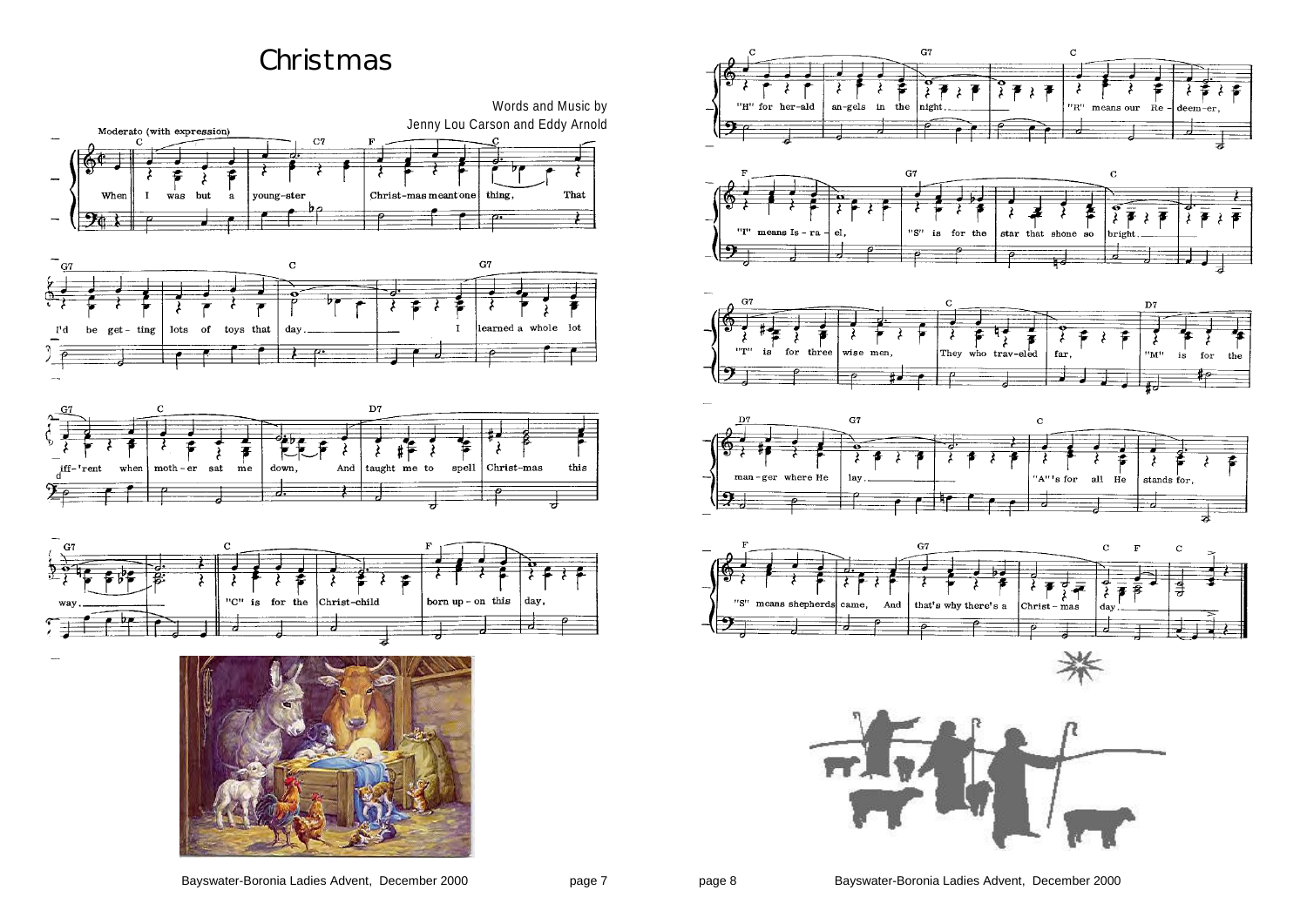# Christmas

Words and Music by
Jenny Lou Carson and Eddy Arnold

Moderato (with expression)

When I was but a young-ster Christ-mas meant one thing, That I'd be get-ting lots of toys that day. I learned a whole lot diff-'rent when moth-er sat me down, And taught me to spell Christ-mas this way.

"C" is for the Christ-child born up-on this day, "H" for her-ald an-gels in the night. "R" means our Re-deem-er, "I" means Is-ra-el, "S" is for the star that shone so bright. "T" is for three wise men, They who trav-eled far, "M" is for the man-ger where He lay. "A"'s for all He stands for, "S" means shepherds came, And that's why there's a Christ-mas day.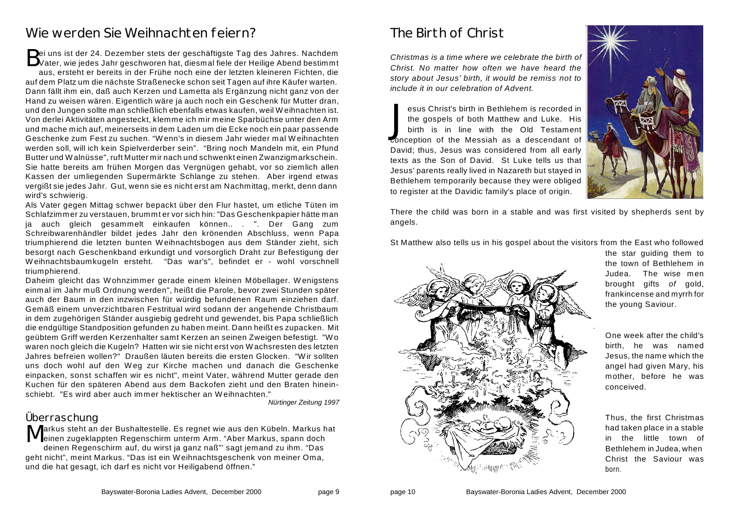## Wie werden Sie Weihnachten feiern?

Bei uns ist der 24. Dezember stets der geschäftigste Tag des Jahres. Nachdem Vater, wie jedes Jahr geschworen hat, diesmal fiele der Heilige Abend bestimmt aus, ersteht er bereits in der Frühe noch eine der letzten kleineren Fichten, die auf dem Platz um die nächste Straßenecke schon seit Tagen auf ihre Käufer warten. Dann fällt ihm ein, daß auch Kerzen und Lametta als Ergänzung nicht ganz von der Hand zu weisen wären. Eigentlich wäre ja auch noch ein Geschenk für Mutter dran, und den Jungen sollte man schließlich ebenfalls etwas kaufen, weil Weihnachten ist. Von derlei Aktivitäten angesteckt, klemme ich mir meine Sparbüchse unter den Arm und mache mich auf, meinerseits in dem Laden um die Ecke noch ein paar passende Geschenke zum Fest zu suchen. "Wenn's in diesem Jahr wieder mal Weihnachten werden soll, will ich kein Spielverderber sein". "Bring noch Mandeln mit, ein Pfund Butter und Walnüsse", ruft Mutter mir nach und schwenkt einen Zwanzigmarkschein. Sie hatte bereits am frühen Morgen das Vergnügen gehabt, vor so ziemlich allen Kassen der umliegenden Supermärkte Schlange zu stehen. Aber irgend etwas vergißt sie jedes Jahr. Gut, wenn sie es nicht erst am Nachmittag, merkt, denn dann wird's schwierig.

Als Vater gegen Mittag schwer bepackt über den Flur hastet, um etliche Tüten im Schlafzimmer zu verstauen, brummt er vor sich hin: "Das Geschenkpapier hätte man ja auch gleich gesammelt einkaufen können.. . ". Der Gang zum Schreibwarenhändler bildet jedes Jahr den krönenden Abschluss, wenn Papa triumphierend die letzten bunten Weihnachtsbogen aus dem Ständer zieht, sich besorgt nach Geschenkband erkundigt und vorsorglich Draht zur Befestigung der Weihnachtsbaumkugeln ersteht. "Das war's", befindet er - wohl vorschnell triumphierend.

Daheim gleicht das Wohnzimmer gerade einem kleinen Möbellager. Wenigstens einmal im Jahr muß Ordnung werden", heißt die Parole, bevor zwei Stunden später auch der Baum in den inzwischen für würdig befundenen Raum einziehen darf. Gemäß einem unverzichtbaren Festritual wird sodann der angehende Christbaum in dem zugehörigen Ständer ausgiebig gedreht und gewendet, bis Papa schließlich die endgültige Standposition gefunden zu haben meint. Dann heißt es zupacken. Mit geübtem Griff werden Kerzenhalter samt Kerzen an seinen Zweigen befestigt. "Wo waren noch gleich die Kugeln? Hatten wir sie nicht erst von Wachsresten des letzten Jahres befreien wollen?" Draußen läuten bereits die ersten Glocken. "Wir sollten uns doch wohl auf den Weg zur Kirche machen und danach die Geschenke einpacken, sonst schaffen wir es nicht", meint Vater, während Mutter gerade den Kuchen für den späteren Abend aus dem Backofen zieht und den Braten hinein-schiebt. "Es wird aber auch immer hektischer an Weihnachten."

*Nürtinger Zeitung 1997*

## Überraschung

Markus steht an der Bushaltestelle. Es regnet wie aus den Kübeln. Markus hat einen zugeklappten Regenschirm unterm Arm. "Aber Markus, spann doch deinen Regenschirm auf, du wirst ja ganz naß"' sagt jemand zu ihm. "Das geht nicht", meint Markus. "Das ist ein Weihnachtsgeschenk von meiner Oma, und die hat gesagt, ich darf es nicht vor Heiligabend öffnen."

## The Birth of Christ

*Christmas is a time where we celebrate the birth of Christ. No matter how often we have heard the story about Jesus' birth, it would be remiss not to include it in our celebration of Advent.*

Jesus Christ's birth in Bethlehem is recorded in the gospels of both Matthew and Luke. His birth is in line with the Old Testament conception of the Messiah as a descendant of David; thus, Jesus was considered from all early texts as the Son of David. St Luke tells us that Jesus' parents really lived in Nazareth but stayed in Bethlehem temporarily because they were obliged to register at the Davidic family's place of origin.

There the child was born in a stable and was first visited by shepherds sent by angels.

St Matthew also tells us in his gospel about the visitors from the East who followed the star guiding them to the town of Bethlehem in Judea. The wise men brought gifts *of* gold, frankincense and myrrh for the young Saviour.

One week after the child's birth, he was named Jesus, the name which the angel had given Mary, his mother, before he was conceived.

Thus, the first Christmas had taken place in a stable in the little town of Bethlehem in Judea, when Christ the Saviour was born.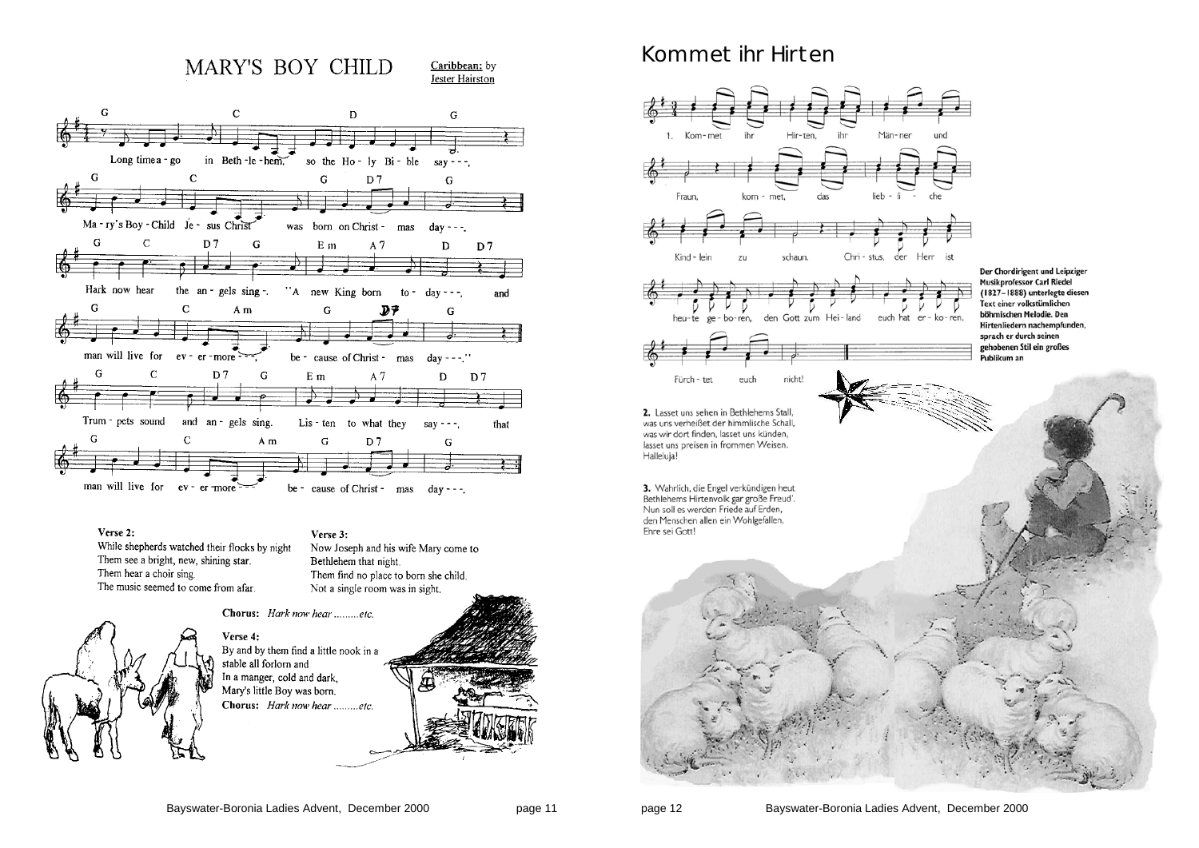# MARY'S BOY CHILD

Caribbean: by Jester Hairston

Long time a - go in Beth - le - hem, so the Ho - ly Bi - ble say - - -,
Ma - ry's Boy - Child Je - sus Christ was born on Christ - mas day - - -.
Hark now hear the an - gels sing -. "A new King born to - day - - -, and
man will live for ev - er - more - - -, be - cause of Christ - mas day - - -."
Trum - pets sound and an - gels sing. Lis - ten to what they say - - -, that
man will live for ev - er - more - - - be - cause of Christ - mas day - - -.

**Verse 2:**
While shepherds watched their flocks by night
Them see a bright, new, shining star.
Them hear a choir sing.
The music seemed to come from afar.

**Verse 3:**
Now Joseph and his wife Mary come to
Bethlehem that night.
Them find no place to born she child.
Not a single room was in sight.

**Chorus:** *Hark now hear .........etc.*

**Verse 4:**
By and by them find a little nook in a
stable all forlorn and
In a manger, cold and dark,
Mary's little Boy was born.
**Chorus:** *Hark now hear .........etc.*

# Kommet ihr Hirten

1. Kom - met ihr Hir - ten, ihr Män - ner und Fraun, kom - met, das lieb - li - che Kind - lein zu schaun. Chri - stus, der Herr ist heu - te ge - bo - ren, den Gott zum Hei - land euch hat er - ko - ren. Fürch - tet euch nicht!

**Der Chordirigent und Leipziger Musikprofessor Carl Riedel (1827–1888) unterlegte diesen Text einer volkstümlichen böhmischen Melodie. Den Hirtenliedern nachempfunden, sprach er durch seinen gehobenen Stil ein großes Publikum an**

**2.** Lasset uns sehen in Bethlehems Stall,
was uns verheißet der himmlische Schall,
was wir dort finden, lasset uns künden,
lasset uns preisen in frommen Weisen.
Halleluja!

**3.** Wahrlich, die Engel verkündigen heut
Bethlehems Hirtenvolk gar große Freud'.
Nun soll es werden Friede auf Erden,
den Menschen allen ein Wohlgefallen,
Ehre sei Gott!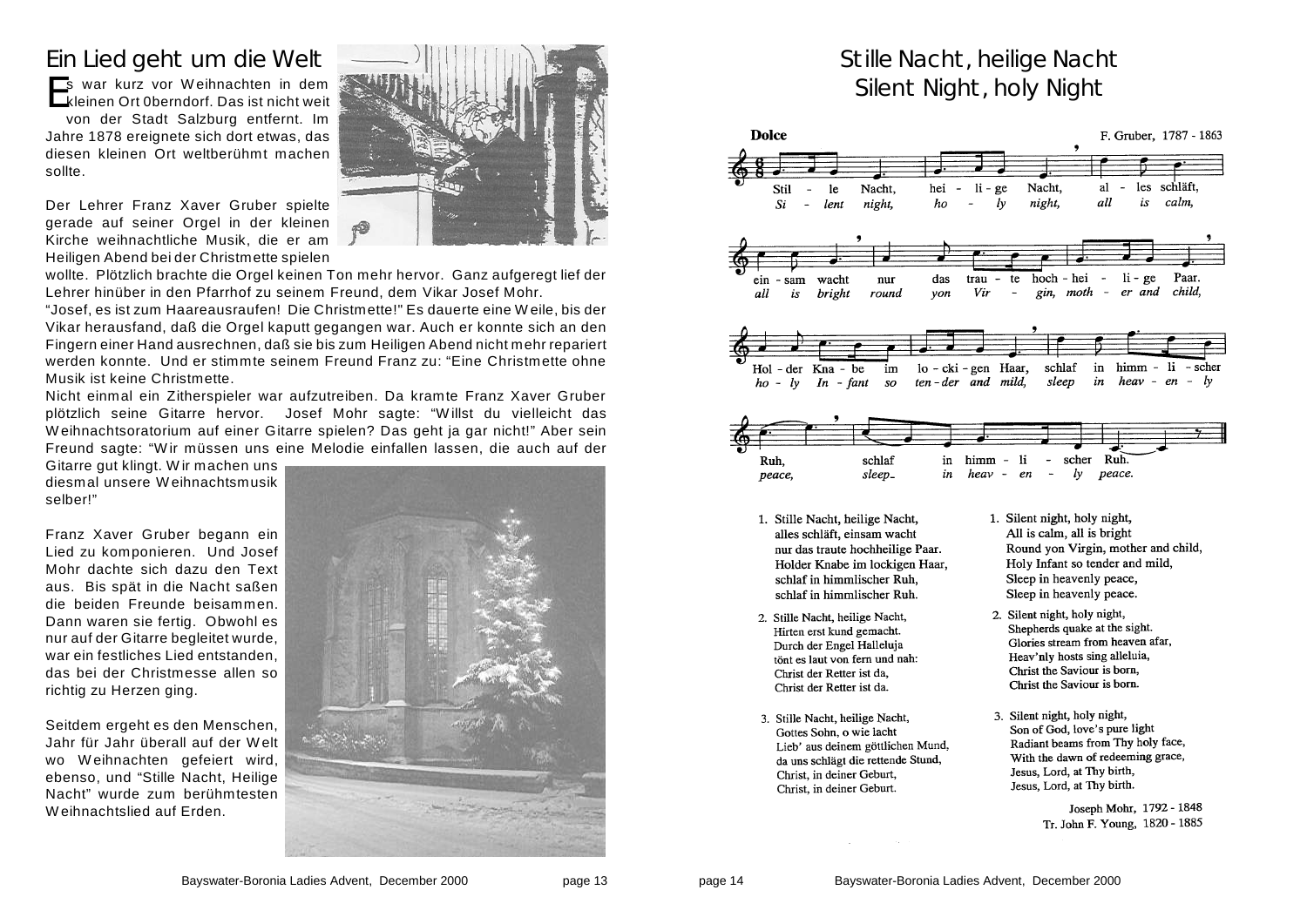# Ein Lied geht um die Welt

Es war kurz vor Weihnachten in dem kleinen Ort 0berndorf. Das ist nicht weit von der Stadt Salzburg entfernt. Im Jahre 1878 ereignete sich dort etwas, das diesen kleinen Ort weltberühmt machen sollte.

Der Lehrer Franz Xaver Gruber spielte gerade auf seiner Orgel in der kleinen Kirche weihnachtliche Musik, die er am Heiligen Abend bei der Christmette spielen wollte. Plötzlich brachte die Orgel keinen Ton mehr hervor. Ganz aufgeregt lief der Lehrer hinüber in den Pfarrhof zu seinem Freund, dem Vikar Josef Mohr.

"Josef, es ist zum Haareausraufen! Die Christmette!" Es dauerte eine Weile, bis der Vikar herausfand, daß die Orgel kaputt gegangen war. Auch er konnte sich an den Fingern einer Hand ausrechnen, daß sie bis zum Heiligen Abend nicht mehr repariert werden konnte. Und er stimmte seinem Freund Franz zu: "Eine Christmette ohne Musik ist keine Christmette.

Nicht einmal ein Zitherspieler war aufzutreiben. Da kramte Franz Xaver Gruber plötzlich seine Gitarre hervor. Josef Mohr sagte: "Willst du vielleicht das Weihnachtsoratorium auf einer Gitarre spielen? Das geht ja gar nicht!" Aber sein Freund sagte: "Wir müssen uns eine Melodie einfallen lassen, die auch auf der Gitarre gut klingt. Wir machen uns diesmal unsere Weihnachtsmusik selber!"

Franz Xaver Gruber begann ein Lied zu komponieren. Und Josef Mohr dachte sich dazu den Text aus. Bis spät in die Nacht saßen die beiden Freunde beisammen. Dann waren sie fertig. Obwohl es nur auf der Gitarre begleitet wurde, war ein festliches Lied entstanden, das bei der Christmesse allen so richtig zu Herzen ging.

Seitdem ergeht es den Menschen, Jahr für Jahr überall auf der Welt wo Weihnachten gefeiert wird, ebenso, und "Stille Nacht, Heilige Nacht" wurde zum berühmtesten Weihnachtslied auf Erden.

# Stille Nacht, heilige Nacht
# Silent Night, holy Night

**Dolce** F. Gruber, 1787 - 1863

Stil - le Nacht, hei - li - ge Nacht, al - les schläft, ein - sam wacht nur das trau - te hoch - hei - li - ge Paar. Hol - der Kna - be im lo - cki - gen Haar, schlaf in himm - li - scher Ruh, schlaf in himm - li - scher Ruh.

*Si - lent night, ho - ly night, all is calm, all is bright round yon Vir - gin, moth - er and child, ho - ly In - fant so ten - der and mild, sleep in heav - en - ly peace, sleep in heav - en - ly peace.*

1. Stille Nacht, heilige Nacht,
   alles schläft, einsam wacht
   nur das traute hochheilige Paar.
   Holder Knabe im lockigen Haar,
   schlaf in himmlischer Ruh,
   schlaf in himmlischer Ruh.

1. Silent night, holy night,
   All is calm, all is bright
   Round yon Virgin, mother and child,
   Holy Infant so tender and mild,
   Sleep in heavenly peace,
   Sleep in heavenly peace.

2. Stille Nacht, heilige Nacht,
   Hirten erst kund gemacht.
   Durch der Engel Halleluja
   tönt es laut von fern und nah:
   Christ der Retter ist da,
   Christ der Retter ist da.

2. Silent night, holy night,
   Shepherds quake at the sight.
   Glories stream from heaven afar,
   Heav'nly hosts sing alleluia,
   Christ the Saviour is born,
   Christ the Saviour is born.

3. Stille Nacht, heilige Nacht,
   Gottes Sohn, o wie lacht
   Lieb' aus deinem göttlichen Mund,
   da uns schlägt die rettende Stund,
   Christ, in deiner Geburt,
   Christ, in deiner Geburt.

3. Silent night, holy night,
   Son of God, love's pure light
   Radiant beams from Thy holy face,
   With the dawn of redeeming grace,
   Jesus, Lord, at Thy birth,
   Jesus, Lord, at Thy birth.

Joseph Mohr, 1792 - 1848
Tr. John F. Young, 1820 - 1885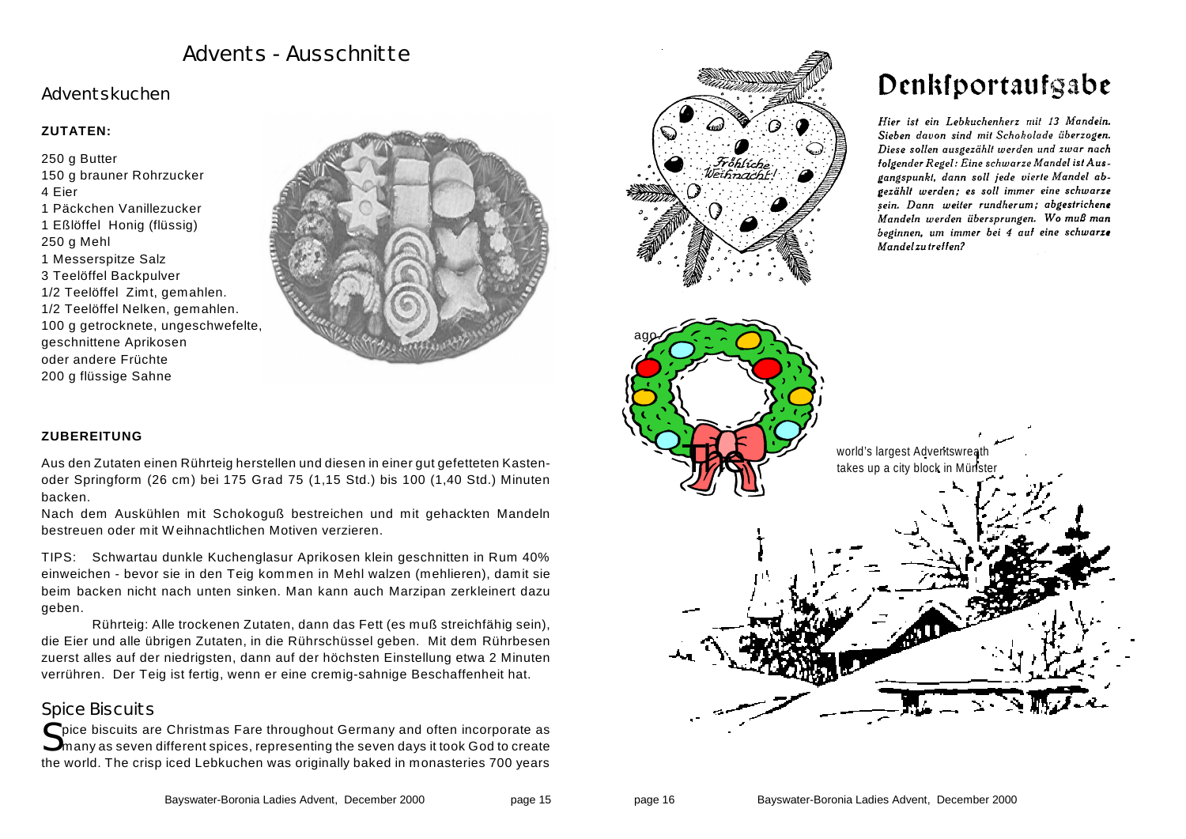# Advents - Ausschnitte

## Adventskuchen

**ZUTATEN:**

250 g Butter
150 g brauner Rohrzucker
4 Eier
1 Päckchen Vanillezucker
1 Eßlöffel Honig (flüssig)
250 g Mehl
1 Messerspitze Salz
3 Teelöffel Backpulver
1/2 Teelöffel Zimt, gemahlen.
1/2 Teelöffel Nelken, gemahlen.
100 g getrocknete, ungeschwefelte, geschnittene Aprikosen oder andere Früchte
200 g flüssige Sahne

**ZUBEREITUNG**

Aus den Zutaten einen Rührteig herstellen und diesen in einer gut gefetteten Kasten- oder Springform (26 cm) bei 175 Grad 75 (1,15 Std.) bis 100 (1,40 Std.) Minuten backen.

Nach dem Auskühlen mit Schokoguß bestreichen und mit gehackten Mandeln bestreuen oder mit Weihnachtlichen Motiven verzieren.

TIPS: Schwartau dunkle Kuchenglasur Aprikosen klein geschnitten in Rum 40% einweichen - bevor sie in den Teig kommen in Mehl walzen (mehlieren), damit sie beim backen nicht nach unten sinken. Man kann auch Marzipan zerkleinert dazu geben.

Rührteig: Alle trockenen Zutaten, dann das Fett (es muß streichfähig sein), die Eier und alle übrigen Zutaten, in die Rührschüssel geben. Mit dem Rührbesen zuerst alles auf der niedrigsten, dann auf der höchsten Einstellung etwa 2 Minuten verrühren. Der Teig ist fertig, wenn er eine cremig-sahnige Beschaffenheit hat.

## Spice Biscuits

Spice biscuits are Christmas Fare throughout Germany and often incorporate as many as seven different spices, representing the seven days it took God to create the world. The crisp iced Lebkuchen was originally baked in monasteries 700 years ago.

## Denksportaufgabe

*Hier ist ein Lebkuchenherz mit 13 Mandeln. Sieben davon sind mit Schokolade überzogen. Diese sollen ausgezählt werden und zwar nach folgender Regel: Eine schwarze Mandel ist Ausgangspunkt, dann soll jede vierte Mandel abgezählt werden; es soll immer eine schwarze sein. Dann weiter rundherum; abgestrichene Mandeln werden übersprungen. Wo muß man beginnen, um immer bei 4 auf eine schwarze Mandel zu treffen?*

Fröhliche Weihnacht!

The world's largest Adventswreath takes up a city block in Münster